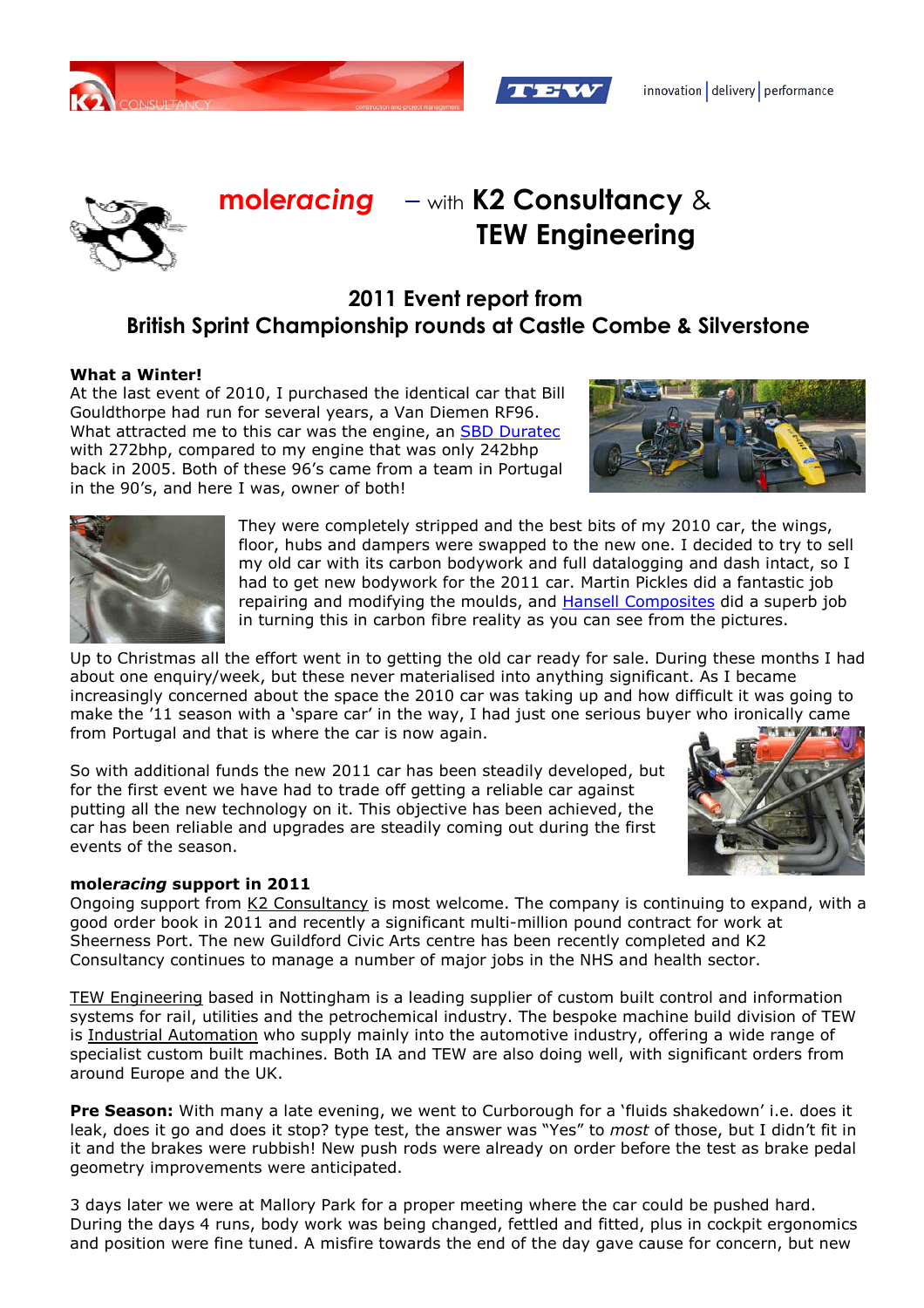# mole*racing* – with K2 Consultancy & TEW Engineering

## 2011 Event report from British Sprint Championship rounds at Castle Combe & Silverstone

**What a Winter!**
At the last event of 2010, I purchased the identical car that Bill Gouldthorpe had run for several years, a Van Diemen RF96. What attracted me to this car was the engine, an SBD Duratec with 272bhp, compared to my engine that was only 242bhp back in 2005. Both of these 96's came from a team in Portugal in the 90's, and here I was, owner of both!

They were completely stripped and the best bits of my 2010 car, the wings, floor, hubs and dampers were swapped to the new one. I decided to try to sell my old car with its carbon bodywork and full datalogging and dash intact, so I had to get new bodywork for the 2011 car. Martin Pickles did a fantastic job repairing and modifying the moulds, and Hansell Composites did a superb job in turning this in carbon fibre reality as you can see from the pictures.

Up to Christmas all the effort went in to getting the old car ready for sale. During these months I had about one enquiry/week, but these never materialised into anything significant. As I became increasingly concerned about the space the 2010 car was taking up and how difficult it was going to make the '11 season with a 'spare car' in the way, I had just one serious buyer who ironically came from Portugal and that is where the car is now again.

So with additional funds the new 2011 car has been steadily developed, but for the first event we have had to trade off getting a reliable car against putting all the new technology on it. This objective has been achieved, the car has been reliable and upgrades are steadily coming out during the first events of the season.

**mole*racing* support in 2011**
Ongoing support from K2 Consultancy is most welcome. The company is continuing to expand, with a good order book in 2011 and recently a significant multi-million pound contract for work at Sheerness Port. The new Guildford Civic Arts centre has been recently completed and K2 Consultancy continues to manage a number of major jobs in the NHS and health sector.

TEW Engineering based in Nottingham is a leading supplier of custom built control and information systems for rail, utilities and the petrochemical industry. The bespoke machine build division of TEW is Industrial Automation who supply mainly into the automotive industry, offering a wide range of specialist custom built machines. Both IA and TEW are also doing well, with significant orders from around Europe and the UK.

**Pre Season:** With many a late evening, we went to Curborough for a 'fluids shakedown' i.e. does it leak, does it go and does it stop? type test, the answer was "Yes" to *most* of those, but I didn't fit in it and the brakes were rubbish! New push rods were already on order before the test as brake pedal geometry improvements were anticipated.

3 days later we were at Mallory Park for a proper meeting where the car could be pushed hard. During the days 4 runs, body work was being changed, fettled and fitted, plus in cockpit ergonomics and position were fine tuned. A misfire towards the end of the day gave cause for concern, but new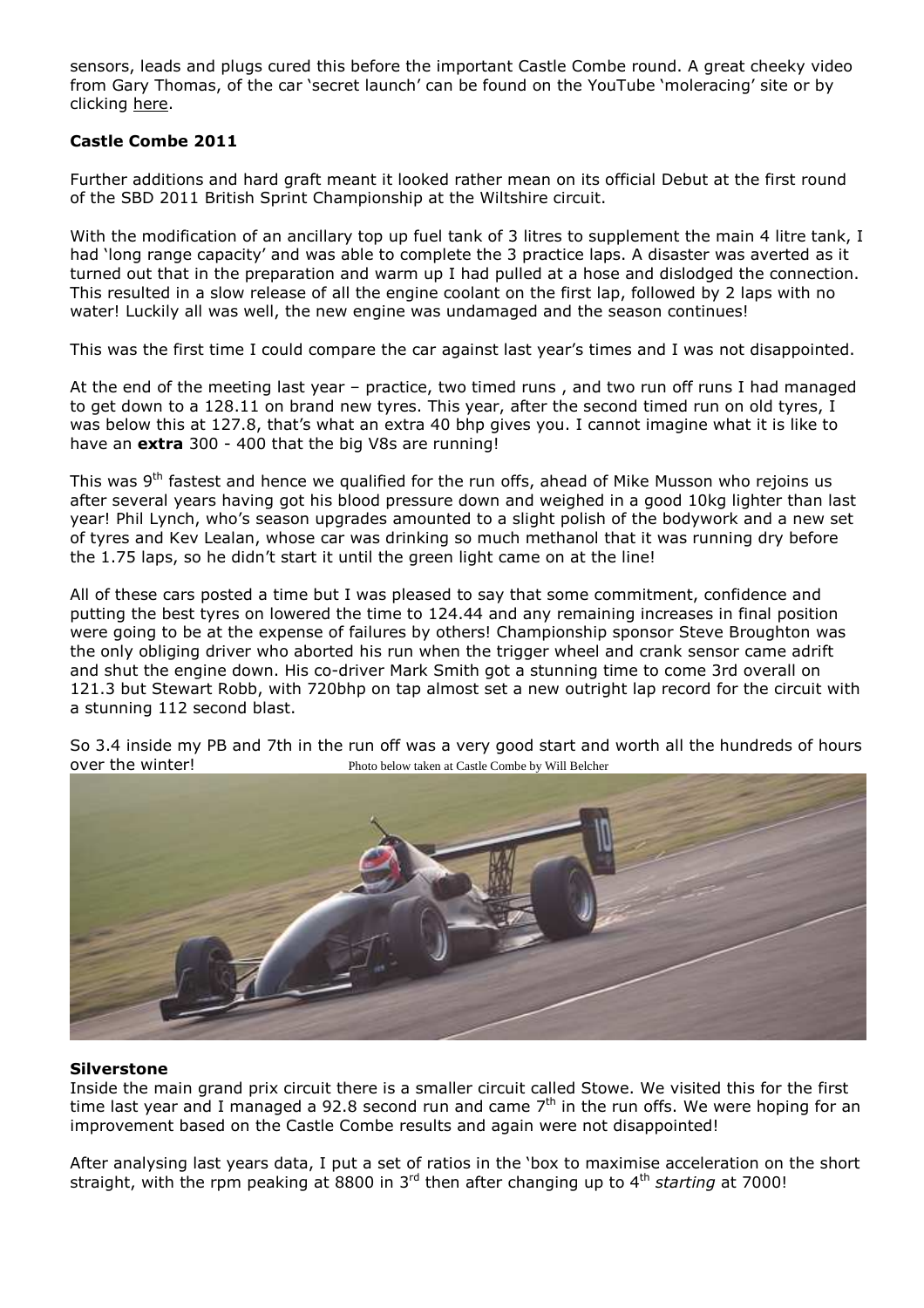sensors, leads and plugs cured this before the important Castle Combe round. A great cheeky video from Gary Thomas, of the car 'secret launch' can be found on the YouTube 'moleracing' site or by clicking here.

### Castle Combe 2011

Further additions and hard graft meant it looked rather mean on its official Debut at the first round of the SBD 2011 British Sprint Championship at the Wiltshire circuit.

With the modification of an ancillary top up fuel tank of 3 litres to supplement the main 4 litre tank, I had 'long range capacity' and was able to complete the 3 practice laps. A disaster was averted as it turned out that in the preparation and warm up I had pulled at a hose and dislodged the connection. This resulted in a slow release of all the engine coolant on the first lap, followed by 2 laps with no water! Luckily all was well, the new engine was undamaged and the season continues!

This was the first time I could compare the car against last year's times and I was not disappointed.

At the end of the meeting last year – practice, two timed runs , and two run off runs I had managed to get down to a 128.11 on brand new tyres. This year, after the second timed run on old tyres, I was below this at 127.8, that's what an extra 40 bhp gives you. I cannot imagine what it is like to have an **extra** 300 - 400 that the big V8s are running!

This was 9th fastest and hence we qualified for the run offs, ahead of Mike Musson who rejoins us after several years having got his blood pressure down and weighed in a good 10kg lighter than last year! Phil Lynch, who's season upgrades amounted to a slight polish of the bodywork and a new set of tyres and Kev Lealan, whose car was drinking so much methanol that it was running dry before the 1.75 laps, so he didn't start it until the green light came on at the line!

All of these cars posted a time but I was pleased to say that some commitment, confidence and putting the best tyres on lowered the time to 124.44 and any remaining increases in final position were going to be at the expense of failures by others! Championship sponsor Steve Broughton was the only obliging driver who aborted his run when the trigger wheel and crank sensor came adrift and shut the engine down. His co-driver Mark Smith got a stunning time to come 3rd overall on 121.3 but Stewart Robb, with 720bhp on tap almost set a new outright lap record for the circuit with a stunning 112 second blast.

So 3.4 inside my PB and 7th in the run off was a very good start and worth all the hundreds of hours over the winter!

Photo below taken at Castle Combe by Will Belcher

### Silverstone

Inside the main grand prix circuit there is a smaller circuit called Stowe. We visited this for the first time last year and I managed a 92.8 second run and came 7th in the run offs. We were hoping for an improvement based on the Castle Combe results and again were not disappointed!

After analysing last years data, I put a set of ratios in the 'box to maximise acceleration on the short straight, with the rpm peaking at 8800 in 3rd then after changing up to 4th *starting* at 7000!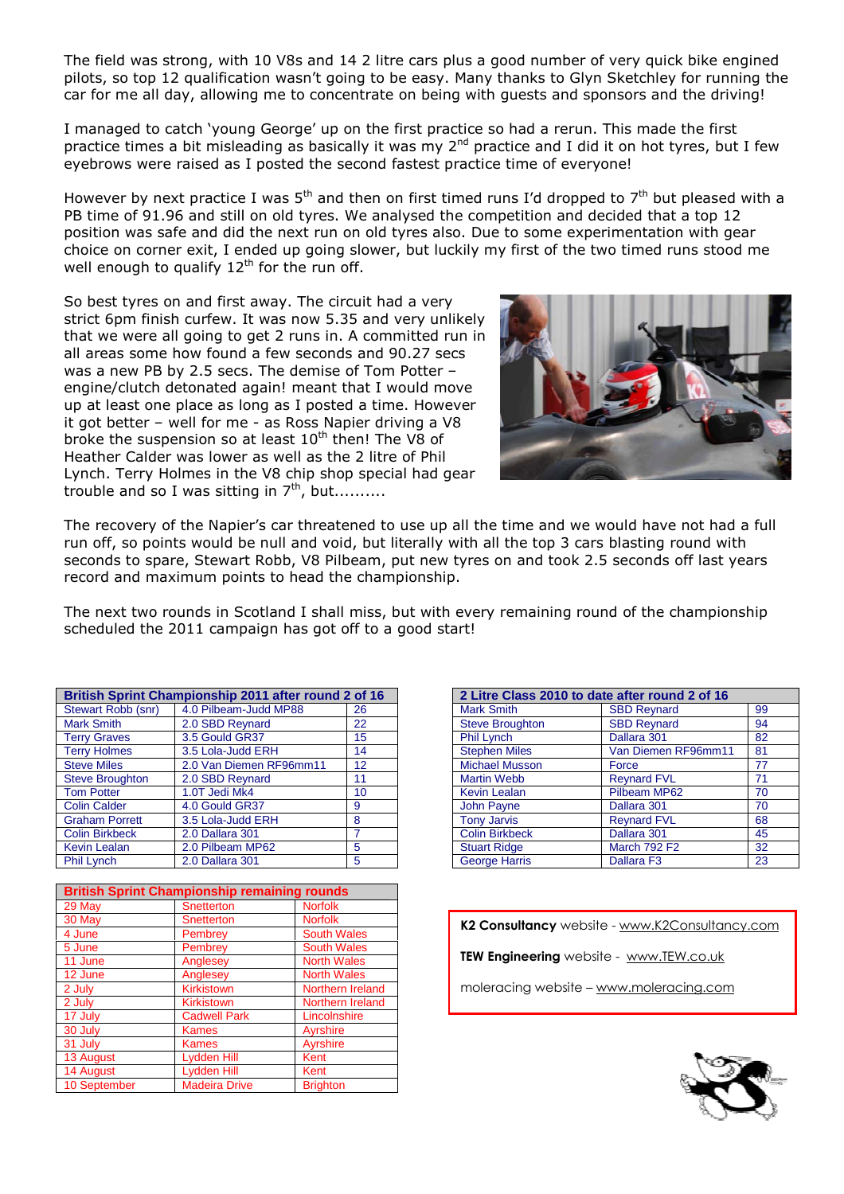The field was strong, with 10 V8s and 14 2 litre cars plus a good number of very quick bike engined pilots, so top 12 qualification wasn't going to be easy. Many thanks to Glyn Sketchley for running the car for me all day, allowing me to concentrate on being with guests and sponsors and the driving!

I managed to catch 'young George' up on the first practice so had a rerun. This made the first practice times a bit misleading as basically it was my 2nd practice and I did it on hot tyres, but I few eyebrows were raised as I posted the second fastest practice time of everyone!

However by next practice I was 5th and then on first timed runs I'd dropped to 7th but pleased with a PB time of 91.96 and still on old tyres. We analysed the competition and decided that a top 12 position was safe and did the next run on old tyres also. Due to some experimentation with gear choice on corner exit, I ended up going slower, but luckily my first of the two timed runs stood me well enough to qualify 12th for the run off.

So best tyres on and first away. The circuit had a very strict 6pm finish curfew. It was now 5.35 and very unlikely that we were all going to get 2 runs in. A committed run in all areas some how found a few seconds and 90.27 secs was a new PB by 2.5 secs. The demise of Tom Potter – engine/clutch detonated again! meant that I would move up at least one place as long as I posted a time. However it got better – well for me - as Ross Napier driving a V8 broke the suspension so at least 10th then! The V8 of Heather Calder was lower as well as the 2 litre of Phil Lynch. Terry Holmes in the V8 chip shop special had gear trouble and so I was sitting in 7th, but..........

The recovery of the Napier's car threatened to use up all the time and we would have not had a full run off, so points would be null and void, but literally with all the top 3 cars blasting round with seconds to spare, Stewart Robb, V8 Pilbeam, put new tyres on and took 2.5 seconds off last years record and maximum points to head the championship.

The next two rounds in Scotland I shall miss, but with every remaining round of the championship scheduled the 2011 campaign has got off to a good start!

| British Sprint Championship 2011 after round 2 of 16 | | |
|---|---|---|
| Stewart Robb (snr) | 4.0 Pilbeam-Judd MP88 | 26 |
| Mark Smith | 2.0 SBD Reynard | 22 |
| Terry Graves | 3.5 Gould GR37 | 15 |
| Terry Holmes | 3.5 Lola-Judd ERH | 14 |
| Steve Miles | 2.0 Van Diemen RF96mm11 | 12 |
| Steve Broughton | 2.0 SBD Reynard | 11 |
| Tom Potter | 1.0T Jedi Mk4 | 10 |
| Colin Calder | 4.0 Gould GR37 | 9 |
| Graham Porrett | 3.5 Lola-Judd ERH | 8 |
| Colin Birkbeck | 2.0 Dallara 301 | 7 |
| Kevin Lealan | 2.0 Pilbeam MP62 | 5 |
| Phil Lynch | 2.0 Dallara 301 | 5 |

| 2 Litre Class 2010 to date after round 2 of 16 | | |
|---|---|---|
| Mark Smith | SBD Reynard | 99 |
| Steve Broughton | SBD Reynard | 94 |
| Phil Lynch | Dallara 301 | 82 |
| Stephen Miles | Van Diemen RF96mm11 | 81 |
| Michael Musson | Force | 77 |
| Martin Webb | Reynard FVL | 71 |
| Kevin Lealan | Pilbeam MP62 | 70 |
| John Payne | Dallara 301 | 70 |
| Tony Jarvis | Reynard FVL | 68 |
| Colin Birkbeck | Dallara 301 | 45 |
| Stuart Ridge | March 792 F2 | 32 |
| George Harris | Dallara F3 | 23 |

| British Sprint Championship remaining rounds | | |
|---|---|---|
| 29 May | Snetterton | Norfolk |
| 30 May | Snetterton | Norfolk |
| 4 June | Pembrey | South Wales |
| 5 June | Pembrey | South Wales |
| 11 June | Anglesey | North Wales |
| 12 June | Anglesey | North Wales |
| 2 July | Kirkistown | Northern Ireland |
| 2 July | Kirkistown | Northern Ireland |
| 17 July | Cadwell Park | Lincolnshire |
| 30 July | Kames | Ayrshire |
| 31 July | Kames | Ayrshire |
| 13 August | Lydden Hill | Kent |
| 14 August | Lydden Hill | Kent |
| 10 September | Madeira Drive | Brighton |

**K2 Consultancy** website - www.K2Consultancy.com

**TEW Engineering** website - www.TEW.co.uk

moleracing website – www.moleracing.com